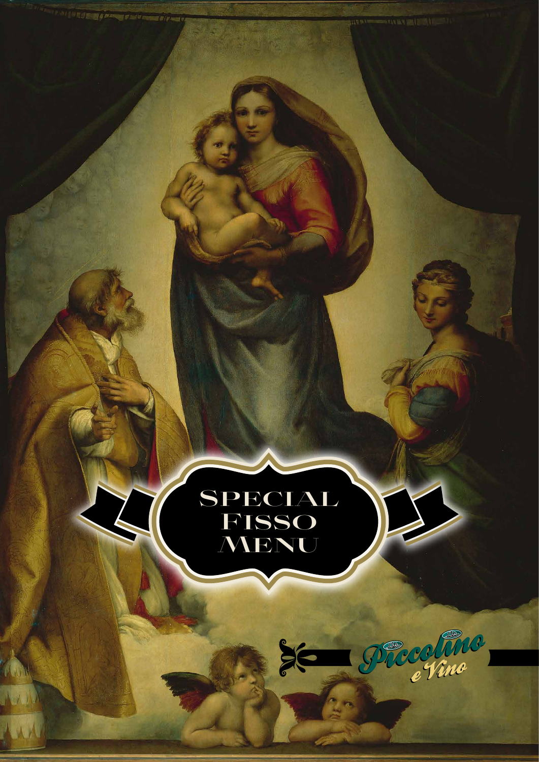# Special Fisso Menu

Piccolino e Vino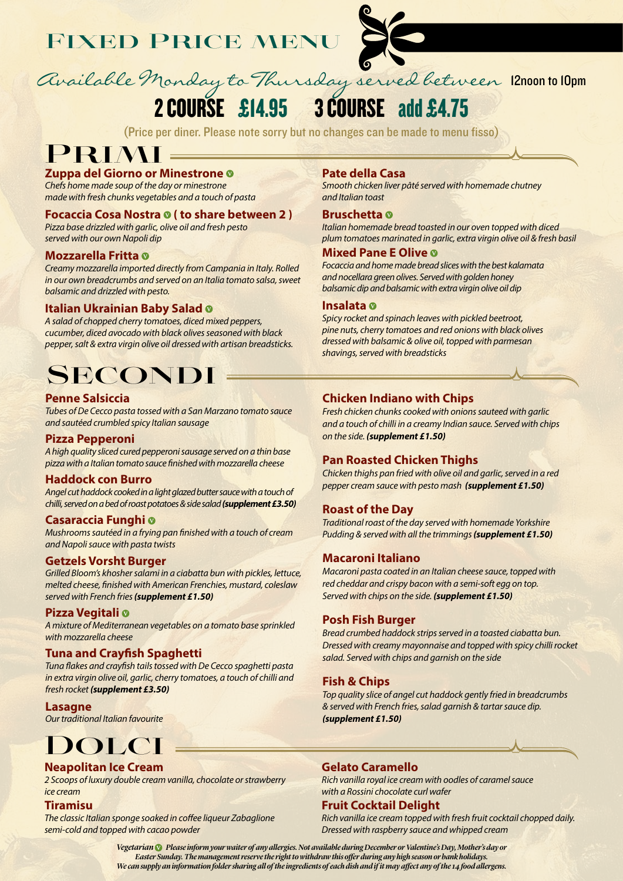# Fixed Price Menu

*Available Monday to Thursday served between* 12noon to 10pm

## 2 COURSE £14.95 3 COURSE add £4.75

(Price per diner. Please note sorry but no changes can be made to menu fisso)

## Primi

**Zuppa del Giorno or Minestrone** V
*Chefs home made soup of the day or minestrone made with fresh chunks vegetables and a touch of pasta*

**Focaccia Cosa Nostra** V **( to share between 2 )**
*Pizza base drizzled with garlic, olive oil and fresh pesto served with our own Napoli dip*

**Mozzarella Fritta** V
*Creamy mozzarella imported directly from Campania in Italy. Rolled in our own breadcrumbs and served on an Italia tomato salsa, sweet balsamic and drizzled with pesto.*

**Italian Ukrainian Baby Salad** V
*A salad of chopped cherry tomatoes, diced mixed peppers, cucumber, diced avocado with black olives seasoned with black pepper, salt & extra virgin olive oil dressed with artisan breadsticks.*

**Pate della Casa**
*Smooth chicken liver pâté served with homemade chutney and Italian toast*

**Bruschetta** V
*Italian homemade bread toasted in our oven topped with diced plum tomatoes marinated in garlic, extra virgin olive oil & fresh basil*

**Mixed Pane E Olive** V
*Focaccia and home made bread slices with the best kalamata and nocellara green olives. Served with golden honey balsamic dip and balsamic with extra virgin olive oil dip*

**Insalata** V
*Spicy rocket and spinach leaves with pickled beetroot, pine nuts, cherry tomatoes and red onions with black olives dressed with balsamic & olive oil, topped with parmesan shavings, served with breadsticks*

## Secondi

**Penne Salsiccia**
*Tubes of De Cecco pasta tossed with a San Marzano tomato sauce and sautéed crumbled spicy Italian sausage*

**Pizza Pepperoni**
*A high quality sliced cured pepperoni sausage served on a thin base pizza with a Italian tomato sauce finished with mozzarella cheese*

**Haddock con Burro**
*Angel cut haddock cooked in a light glazed butter sauce with a touch of chilli, served on a bed of roast potatoes & side salad* ***(supplement £3.50)***

**Casaraccia Funghi** V
*Mushrooms sautéed in a frying pan finished with a touch of cream and Napoli sauce with pasta twists*

**Getzels Vorsht Burger**
*Grilled Bloom's khosher salami in a ciabatta bun with pickles, lettuce, melted cheese, finished with American Frenchies, mustard, coleslaw served with French fries* ***(supplement £1.50)***

**Pizza Vegitali** V
*A mixture of Mediterranean vegetables on a tomato base sprinkled with mozzarella cheese*

**Tuna and Crayfish Spaghetti**
*Tuna flakes and crayfish tails tossed with De Cecco spaghetti pasta in extra virgin olive oil, garlic, cherry tomatoes, a touch of chilli and fresh rocket* ***(supplement £3.50)***

**Lasagne**
*Our traditional Italian favourite*

**Chicken Indiano with Chips**
*Fresh chicken chunks cooked with onions sauteed with garlic and a touch of chilli in a creamy Indian sauce. Served with chips on the side.* ***(supplement £1.50)***

**Pan Roasted Chicken Thighs**
*Chicken thighs pan fried with olive oil and garlic, served in a red pepper cream sauce with pesto mash* ***(supplement £1.50)***

**Roast of the Day**
*Traditional roast of the day served with homemade Yorkshire Pudding & served with all the trimmings* ***(supplement £1.50)***

**Macaroni Italiano**
*Macaroni pasta coated in an Italian cheese sauce, topped with red cheddar and crispy bacon with a semi-soft egg on top. Served with chips on the side.* ***(supplement £1.50)***

**Posh Fish Burger**
*Bread crumbed haddock strips served in a toasted ciabatta bun. Dressed with creamy mayonnaise and topped with spicy chilli rocket salad. Served with chips and garnish on the side*

**Fish & Chips**
*Top quality slice of angel cut haddock gently fried in breadcrumbs & served with French fries, salad garnish & tartar sauce dip.* ***(supplement £1.50)***

## Dolci

**Neapolitan Ice Cream**
*2 Scoops of luxury double cream vanilla, chocolate or strawberry ice cream*

**Tiramisu**
*The classic Italian sponge soaked in coffee liqueur Zabaglione semi-cold and topped with cacao powder*

**Gelato Caramello**
*Rich vanilla royal ice cream with oodles of caramel sauce with a Rossini chocolate curl wafer*

**Fruit Cocktail Delight**
*Rich vanilla ice cream topped with fresh fruit cocktail chopped daily. Dressed with raspberry sauce and whipped cream*

*Vegetarian* V *Please inform your waiter of any allergies. Not available during December or Valentine's Day, Mother's day or Easter Sunday. The management reserve the right to withdraw this offer during any high season or bank holidays. We can supply an information folder sharing all of the ingredients of each dish and if it may affect any of the 14 food allergens.*